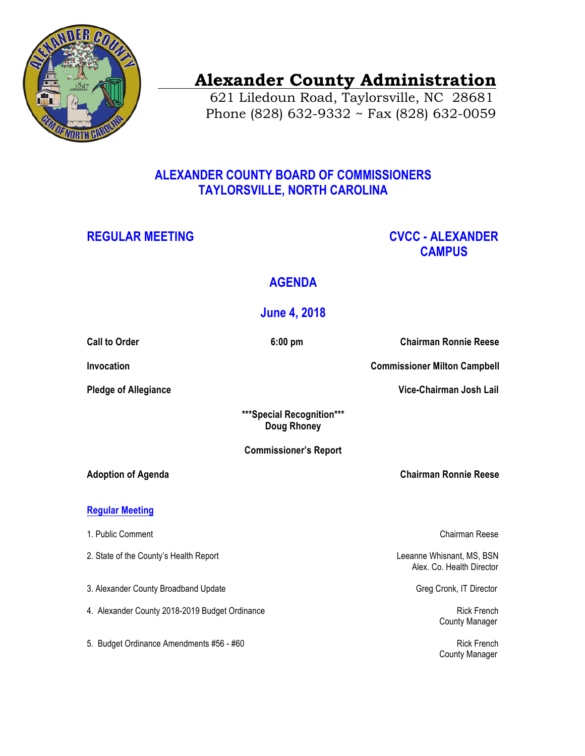# Alexander County Administration

621 Liledoun Road, Taylorsville, NC 28681
Phone (828) 632-9332 ~ Fax (828) 632-0059

## ALEXANDER COUNTY BOARD OF COMMISSIONERS
## TAYLORSVILLE, NORTH CAROLINA

**REGULAR MEETING** — **CVCC - ALEXANDER CAMPUS**

## AGENDA

## June 4, 2018

**Call to Order** — **6:00 pm** — **Chairman Ronnie Reese**

**Invocation** — **Commissioner Milton Campbell**

**Pledge of Allegiance** — **Vice-Chairman Josh Lail**

**\*\*\*Special Recognition\*\*\***
**Doug Rhoney**

**Commissioner's Report**

**Adoption of Agenda** — **Chairman Ronnie Reese**

### Regular Meeting

1. Public Comment — Chairman Reese
2. State of the County's Health Report — Leeanne Whisnant, MS, BSN, Alex. Co. Health Director
3. Alexander County Broadband Update — Greg Cronk, IT Director
4. Alexander County 2018-2019 Budget Ordinance — Rick French, County Manager
5. Budget Ordinance Amendments #56 - #60 — Rick French, County Manager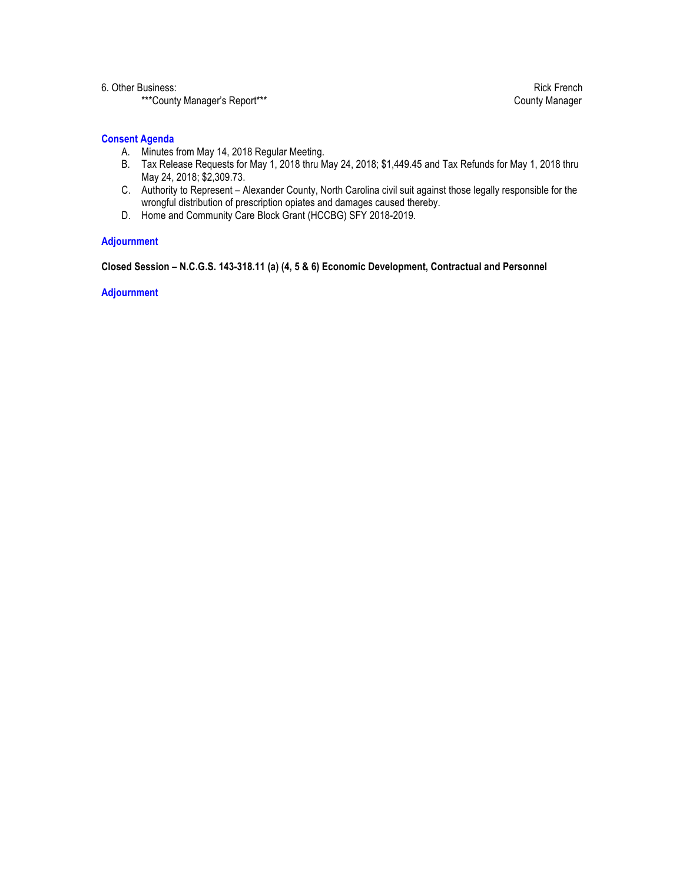6. Other Business: Rick French, County Manager

***County Manager's Report***

**Consent Agenda**

A. Minutes from May 14, 2018 Regular Meeting.
B. Tax Release Requests for May 1, 2018 thru May 24, 2018; $1,449.45 and Tax Refunds for May 1, 2018 thru May 24, 2018; $2,309.73.
C. Authority to Represent – Alexander County, North Carolina civil suit against those legally responsible for the wrongful distribution of prescription opiates and damages caused thereby.
D. Home and Community Care Block Grant (HCCBG) SFY 2018-2019.

**Adjournment**

**Closed Session – N.C.G.S. 143-318.11 (a) (4, 5 & 6) Economic Development, Contractual and Personnel**

**Adjournment**